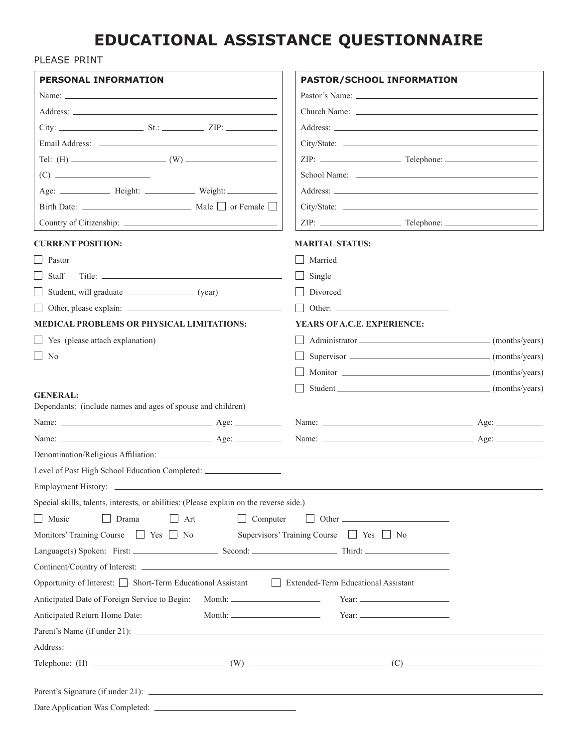# EDUCATIONAL ASSISTANCE QUESTIONNAIRE

PLEASE PRINT

**PERSONAL INFORMATION**

Name: ______________________________

Address: ______________________________

City: ______________ St.: ________ ZIP: ____________

Email Address: ______________________________

Tel: (H) ______________ (W) ______________

(C) ______________

Age: ________ Height: ________ Weight: ________

Birth Date: ______________ Male ☐ or Female ☐

Country of Citizenship: ______________________________

**PASTOR/SCHOOL INFORMATION**

Pastor's Name: ______________________________

Church Name: ______________________________

Address: ______________________________

City/State: ______________________________

ZIP: ______________ Telephone: ______________

School Name: ______________________________

Address: ______________________________

City/State: ______________________________

ZIP: ______________ Telephone: ______________

**CURRENT POSITION:**

☐ Pastor

☐ Staff Title: ______________________________

☐ Student, will graduate ______________ (year)

☐ Other, please explain: ______________________________

**MEDICAL PROBLEMS OR PHYSICAL LIMITATIONS:**

☐ Yes (please attach explanation)

☐ No

**MARITAL STATUS:**

☐ Married

☐ Single

☐ Divorced

☐ Other: ______________

**YEARS OF A.C.E. EXPERIENCE:**

☐ Administrator ______________ (months/years)

☐ Supervisor ______________ (months/years)

☐ Monitor ______________ (months/years)

☐ Student ______________ (months/years)

**GENERAL:**

Dependants: (include names and ages of spouse and children)

Name: ______________ Age: ________ Name: ______________ Age: ________

Name: ______________ Age: ________ Name: ______________ Age: ________

Denomination/Religious Affiliation: ______________________________

Level of Post High School Education Completed: ______________

Employment History: ______________________________

Special skills, talents, interests, or abilities: (Please explain on the reverse side.)

☐ Music ☐ Drama ☐ Art ☐ Computer ☐ Other ______________

Monitors' Training Course ☐ Yes ☐ No Supervisors' Training Course ☐ Yes ☐ No

Language(s) Spoken: First: ______________ Second: ______________ Third: ______________

Continent/Country of Interest: ______________________________

Opportunity of Interest: ☐ Short-Term Educational Assistant ☐ Extended-Term Educational Assistant

Anticipated Date of Foreign Service to Begin: Month: ______________ Year: ______________

Anticipated Return Home Date: Month: ______________ Year: ______________

Parent's Name (if under 21): ______________________________

Address: ______________________________

Telephone: (H) ______________ (W) ______________ (C) ______________

Parent's Signature (if under 21): ______________________________

Date Application Was Completed: ______________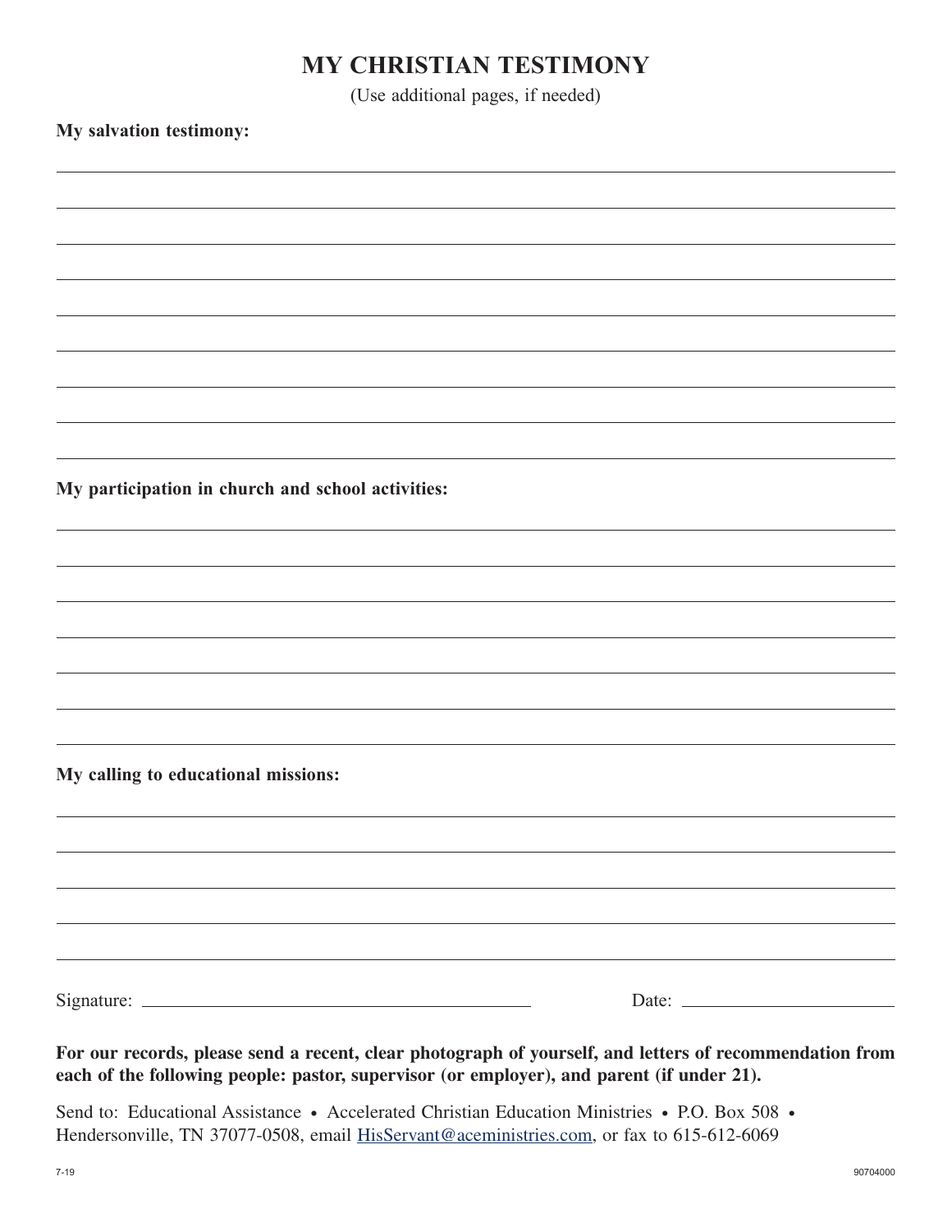# MY CHRISTIAN TESTIMONY

(Use additional pages, if needed)

**My salvation testimony:**

**My participation in church and school activities:**

**My calling to educational missions:**

Signature: \_\_\_\_\_\_\_\_\_\_\_\_\_\_\_\_\_\_\_\_\_\_\_\_\_\_\_\_ Date: \_\_\_\_\_\_\_\_\_\_\_\_\_\_\_\_

**For our records, please send a recent, clear photograph of yourself, and letters of recommendation from each of the following people: pastor, supervisor (or employer), and parent (if under 21).**

Send to: Educational Assistance • Accelerated Christian Education Ministries • P.O. Box 508 • Hendersonville, TN 37077-0508, email HisServant@aceministries.com, or fax to 615-612-6069

7-19

90704000